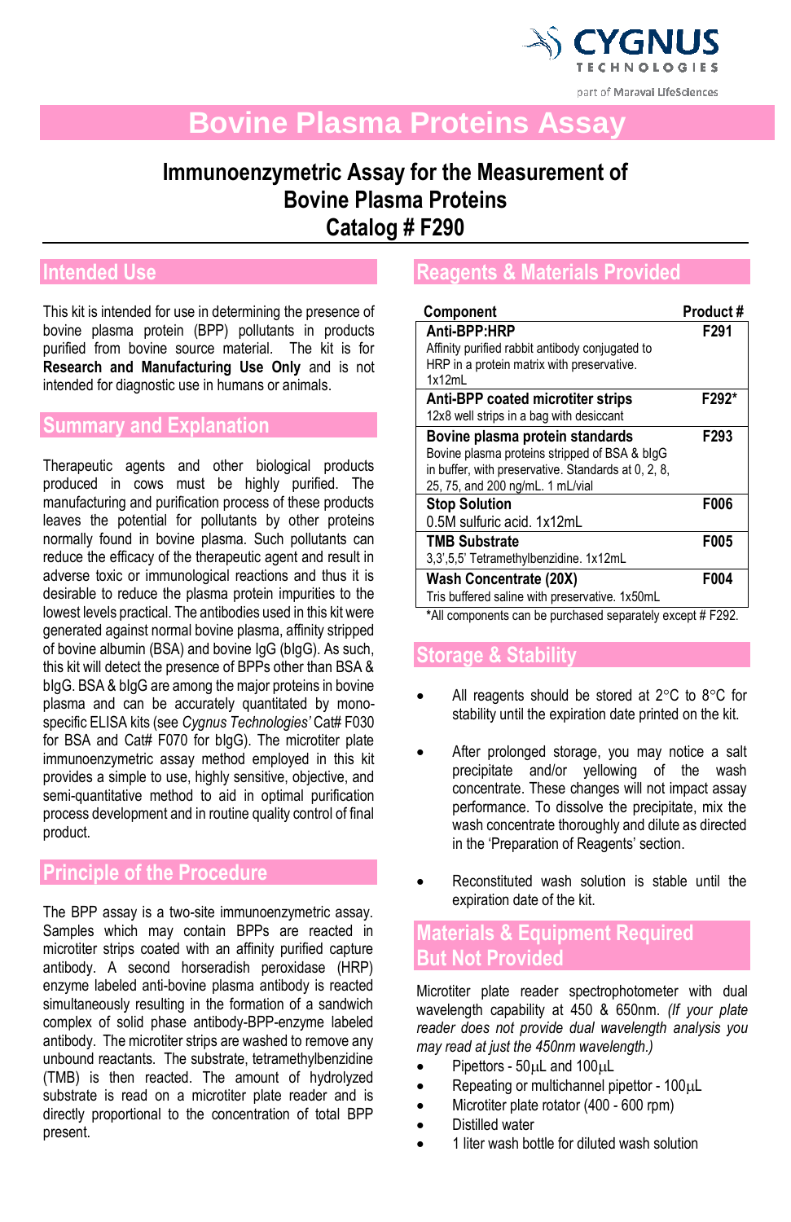CYGNUS TECHNOLOGIES
part of Maravai LifeSciences

# Bovine Plasma Proteins Assay

## Immunoenzymetric Assay for the Measurement of Bovine Plasma Proteins Catalog # F290

## Intended Use

This kit is intended for use in determining the presence of bovine plasma protein (BPP) pollutants in products purified from bovine source material. The kit is for **Research and Manufacturing Use Only** and is not intended for diagnostic use in humans or animals.

## Summary and Explanation

Therapeutic agents and other biological products produced in cows must be highly purified. The manufacturing and purification process of these products leaves the potential for pollutants by other proteins normally found in bovine plasma. Such pollutants can reduce the efficacy of the therapeutic agent and result in adverse toxic or immunological reactions and thus it is desirable to reduce the plasma protein impurities to the lowest levels practical. The antibodies used in this kit were generated against normal bovine plasma, affinity stripped of bovine albumin (BSA) and bovine IgG (bIgG). As such, this kit will detect the presence of BPPs other than BSA & bIgG. BSA & bIgG are among the major proteins in bovine plasma and can be accurately quantitated by mono-specific ELISA kits (see *Cygnus Technologies'* Cat# F030 for BSA and Cat# F070 for bIgG). The microtiter plate immunoenzymetric assay method employed in this kit provides a simple to use, highly sensitive, objective, and semi-quantitative method to aid in optimal purification process development and in routine quality control of final product.

## Principle of the Procedure

The BPP assay is a two-site immunoenzymetric assay. Samples which may contain BPPs are reacted in microtiter strips coated with an affinity purified capture antibody. A second horseradish peroxidase (HRP) enzyme labeled anti-bovine plasma antibody is reacted simultaneously resulting in the formation of a sandwich complex of solid phase antibody-BPP-enzyme labeled antibody. The microtiter strips are washed to remove any unbound reactants. The substrate, tetramethylbenzidine (TMB) is then reacted. The amount of hydrolyzed substrate is read on a microtiter plate reader and is directly proportional to the concentration of total BPP present.

## Reagents & Materials Provided

| Component | Product # |
|---|---|
| **Anti-BPP:HRP**<br>Affinity purified rabbit antibody conjugated to HRP in a protein matrix with preservative. 1x12mL | F291 |
| **Anti-BPP coated microtiter strips**<br>12x8 well strips in a bag with desiccant | F292* |
| **Bovine plasma protein standards**<br>Bovine plasma proteins stripped of BSA & bIgG in buffer, with preservative. Standards at 0, 2, 8, 25, 75, and 200 ng/mL. 1 mL/vial | F293 |
| **Stop Solution**<br>0.5M sulfuric acid. 1x12mL | F006 |
| **TMB Substrate**<br>3,3',5,5' Tetramethylbenzidine. 1x12mL | F005 |
| **Wash Concentrate (20X)**<br>Tris buffered saline with preservative. 1x50mL | F004 |

*All components can be purchased separately except # F292.

## Storage & Stability

- All reagents should be stored at 2°C to 8°C for stability until the expiration date printed on the kit.
- After prolonged storage, you may notice a salt precipitate and/or yellowing of the wash concentrate. These changes will not impact assay performance. To dissolve the precipitate, mix the wash concentrate thoroughly and dilute as directed in the 'Preparation of Reagents' section.
- Reconstituted wash solution is stable until the expiration date of the kit.

## Materials & Equipment Required But Not Provided

Microtiter plate reader spectrophotometer with dual wavelength capability at 450 & 650nm. *(If your plate reader does not provide dual wavelength analysis you may read at just the 450nm wavelength.)*

- Pipettors - 50μL and 100μL
- Repeating or multichannel pipettor - 100μL
- Microtiter plate rotator (400 - 600 rpm)
- Distilled water
- 1 liter wash bottle for diluted wash solution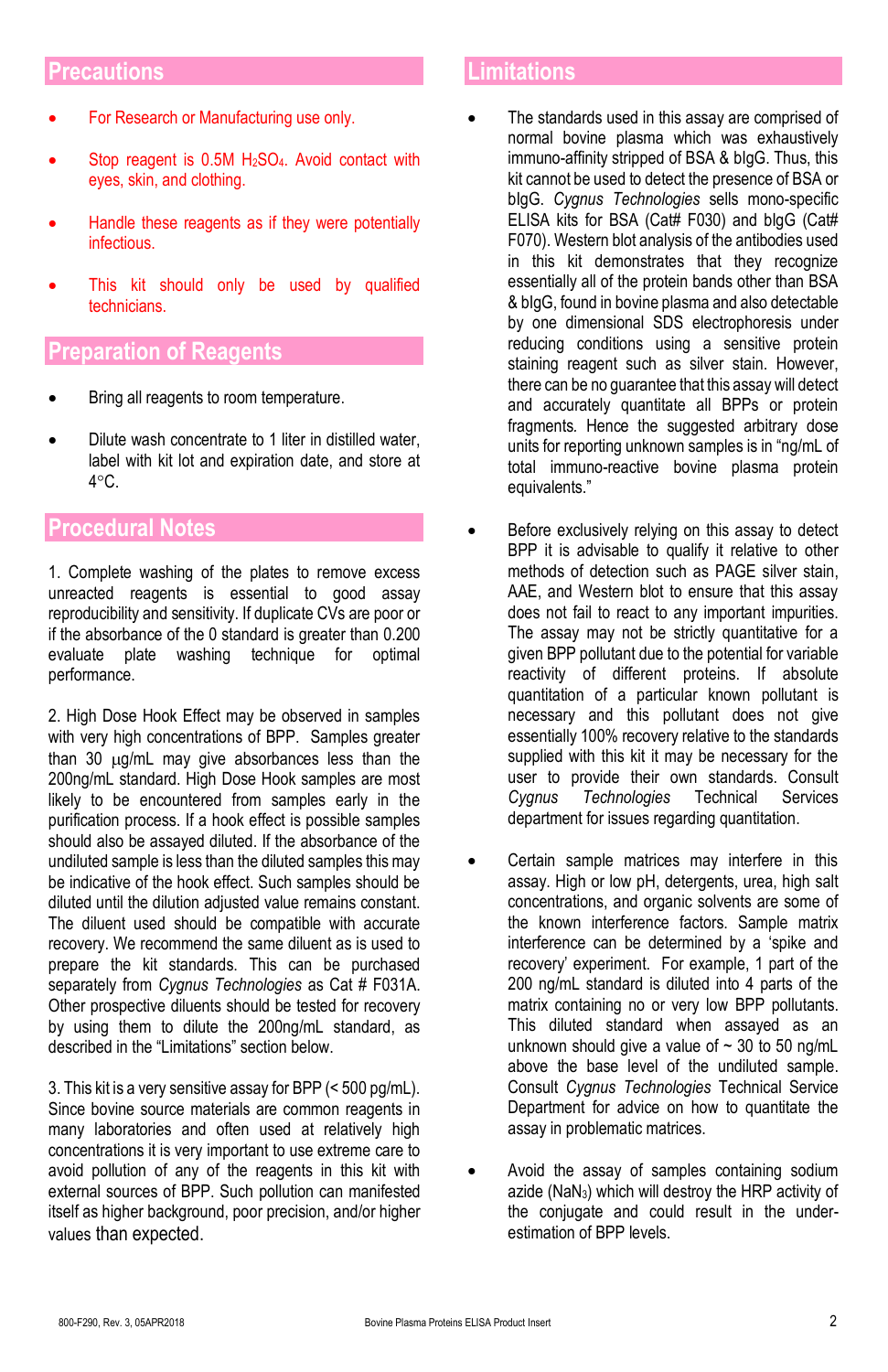## Precautions

- For Research or Manufacturing use only.
- Stop reagent is 0.5M $H_2SO_4$. Avoid contact with eyes, skin, and clothing.
- Handle these reagents as if they were potentially infectious.
- This kit should only be used by qualified technicians.

## Preparation of Reagents

- Bring all reagents to room temperature.
- Dilute wash concentrate to 1 liter in distilled water, label with kit lot and expiration date, and store at 4°C.

## Procedural Notes

1. Complete washing of the plates to remove excess unreacted reagents is essential to good assay reproducibility and sensitivity. If duplicate CVs are poor or if the absorbance of the 0 standard is greater than 0.200 evaluate plate washing technique for optimal performance.

2. High Dose Hook Effect may be observed in samples with very high concentrations of BPP. Samples greater than 30 µg/mL may give absorbances less than the 200ng/mL standard. High Dose Hook samples are most likely to be encountered from samples early in the purification process. If a hook effect is possible samples should also be assayed diluted. If the absorbance of the undiluted sample is less than the diluted samples this may be indicative of the hook effect. Such samples should be diluted until the dilution adjusted value remains constant. The diluent used should be compatible with accurate recovery. We recommend the same diluent as is used to prepare the kit standards. This can be purchased separately from *Cygnus Technologies* as Cat # F031A. Other prospective diluents should be tested for recovery by using them to dilute the 200ng/mL standard, as described in the "Limitations" section below.

3. This kit is a very sensitive assay for BPP (< 500 pg/mL). Since bovine source materials are common reagents in many laboratories and often used at relatively high concentrations it is very important to use extreme care to avoid pollution of any of the reagents in this kit with external sources of BPP. Such pollution can manifested itself as higher background, poor precision, and/or higher values than expected.

## Limitations

- The standards used in this assay are comprised of normal bovine plasma which was exhaustively immuno-affinity stripped of BSA & bIgG. Thus, this kit cannot be used to detect the presence of BSA or bIgG. *Cygnus Technologies* sells mono-specific ELISA kits for BSA (Cat# F030) and bIgG (Cat# F070). Western blot analysis of the antibodies used in this kit demonstrates that they recognize essentially all of the protein bands other than BSA & bIgG, found in bovine plasma and also detectable by one dimensional SDS electrophoresis under reducing conditions using a sensitive protein staining reagent such as silver stain. However, there can be no guarantee that this assay will detect and accurately quantitate all BPPs or protein fragments. Hence the suggested arbitrary dose units for reporting unknown samples is in "ng/mL of total immuno-reactive bovine plasma protein equivalents."

- Before exclusively relying on this assay to detect BPP it is advisable to qualify it relative to other methods of detection such as PAGE silver stain, AAE, and Western blot to ensure that this assay does not fail to react to any important impurities. The assay may not be strictly quantitative for a given BPP pollutant due to the potential for variable reactivity of different proteins. If absolute quantitation of a particular known pollutant is necessary and this pollutant does not give essentially 100% recovery relative to the standards supplied with this kit it may be necessary for the user to provide their own standards. Consult *Cygnus Technologies* Technical Services department for issues regarding quantitation.

- Certain sample matrices may interfere in this assay. High or low pH, detergents, urea, high salt concentrations, and organic solvents are some of the known interference factors. Sample matrix interference can be determined by a 'spike and recovery' experiment. For example, 1 part of the 200 ng/mL standard is diluted into 4 parts of the matrix containing no or very low BPP pollutants. This diluted standard when assayed as an unknown should give a value of ~ 30 to 50 ng/mL above the base level of the undiluted sample. Consult *Cygnus Technologies* Technical Service Department for advice on how to quantitate the assay in problematic matrices.

- Avoid the assay of samples containing sodium azide ($NaN_3$) which will destroy the HRP activity of the conjugate and could result in the under-estimation of BPP levels.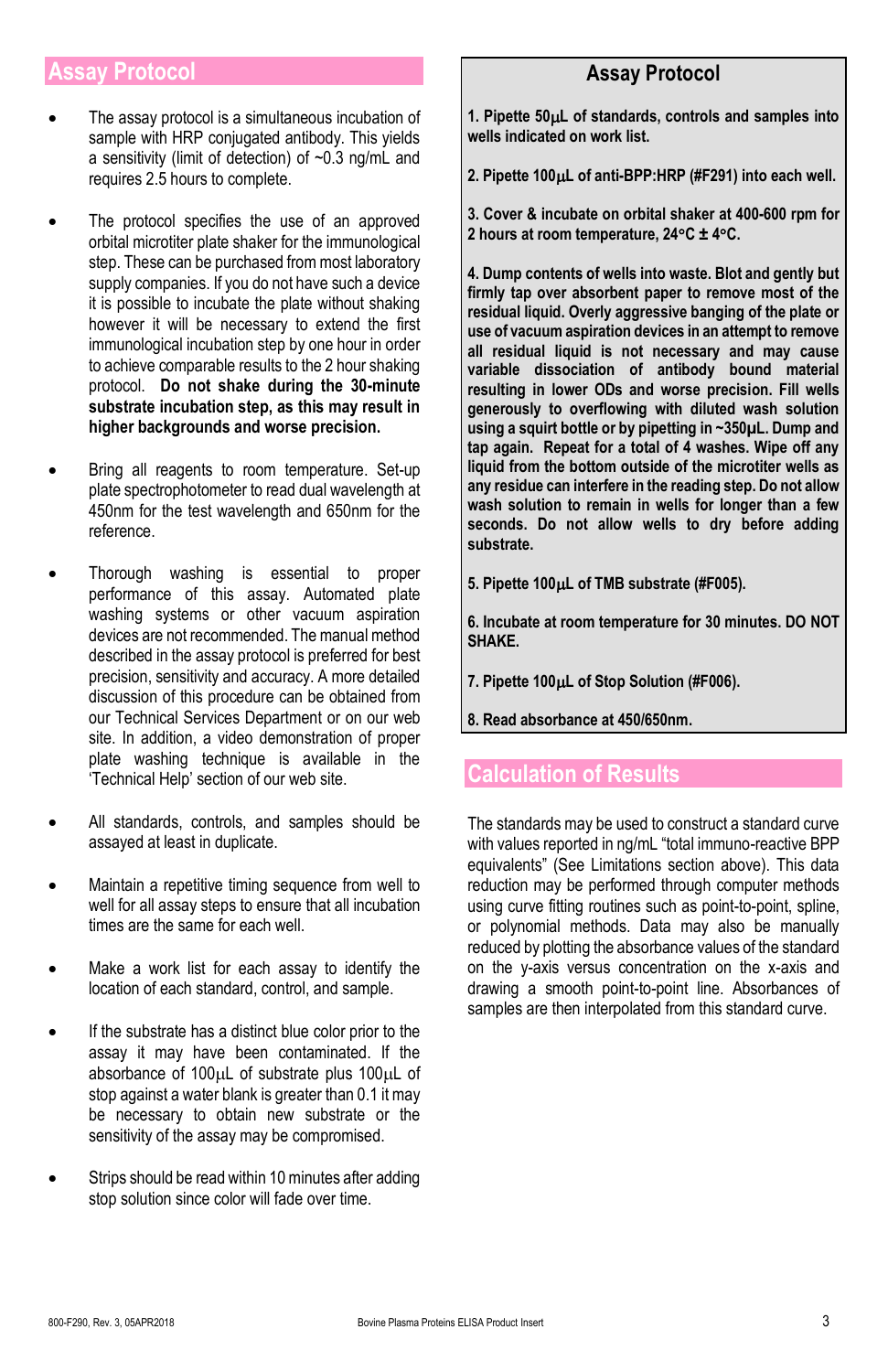## Assay Protocol

- The assay protocol is a simultaneous incubation of sample with HRP conjugated antibody. This yields a sensitivity (limit of detection) of ~0.3 ng/mL and requires 2.5 hours to complete.

- The protocol specifies the use of an approved orbital microtiter plate shaker for the immunological step. These can be purchased from most laboratory supply companies. If you do not have such a device it is possible to incubate the plate without shaking however it will be necessary to extend the first immunological incubation step by one hour in order to achieve comparable results to the 2 hour shaking protocol. **Do not shake during the 30-minute substrate incubation step, as this may result in higher backgrounds and worse precision.**

- Bring all reagents to room temperature. Set-up plate spectrophotometer to read dual wavelength at 450nm for the test wavelength and 650nm for the reference.

- Thorough washing is essential to proper performance of this assay. Automated plate washing systems or other vacuum aspiration devices are not recommended. The manual method described in the assay protocol is preferred for best precision, sensitivity and accuracy. A more detailed discussion of this procedure can be obtained from our Technical Services Department or on our web site. In addition, a video demonstration of proper plate washing technique is available in the 'Technical Help' section of our web site.

- All standards, controls, and samples should be assayed at least in duplicate.

- Maintain a repetitive timing sequence from well to well for all assay steps to ensure that all incubation times are the same for each well.

- Make a work list for each assay to identify the location of each standard, control, and sample.

- If the substrate has a distinct blue color prior to the assay it may have been contaminated. If the absorbance of 100µL of substrate plus 100µL of stop against a water blank is greater than 0.1 it may be necessary to obtain new substrate or the sensitivity of the assay may be compromised.

- Strips should be read within 10 minutes after adding stop solution since color will fade over time.

### Assay Protocol

**1. Pipette 50µL of standards, controls and samples into wells indicated on work list.**

**2. Pipette 100µL of anti-BPP:HRP (#F291) into each well.**

**3. Cover & incubate on orbital shaker at 400-600 rpm for 2 hours at room temperature, 24°C ± 4°C.**

**4. Dump contents of wells into waste. Blot and gently but firmly tap over absorbent paper to remove most of the residual liquid. Overly aggressive banging of the plate or use of vacuum aspiration devices in an attempt to remove all residual liquid is not necessary and may cause variable dissociation of antibody bound material resulting in lower ODs and worse precision. Fill wells generously to overflowing with diluted wash solution using a squirt bottle or by pipetting in ~350µL. Dump and tap again. Repeat for a total of 4 washes. Wipe off any liquid from the bottom outside of the microtiter wells as any residue can interfere in the reading step. Do not allow wash solution to remain in wells for longer than a few seconds. Do not allow wells to dry before adding substrate.**

**5. Pipette 100µL of TMB substrate (#F005).**

**6. Incubate at room temperature for 30 minutes. DO NOT SHAKE.**

**7. Pipette 100µL of Stop Solution (#F006).**

**8. Read absorbance at 450/650nm.**

## Calculation of Results

The standards may be used to construct a standard curve with values reported in ng/mL "total immuno-reactive BPP equivalents" (See Limitations section above). This data reduction may be performed through computer methods using curve fitting routines such as point-to-point, spline, or polynomial methods. Data may also be manually reduced by plotting the absorbance values of the standard on the y-axis versus concentration on the x-axis and drawing a smooth point-to-point line. Absorbances of samples are then interpolated from this standard curve.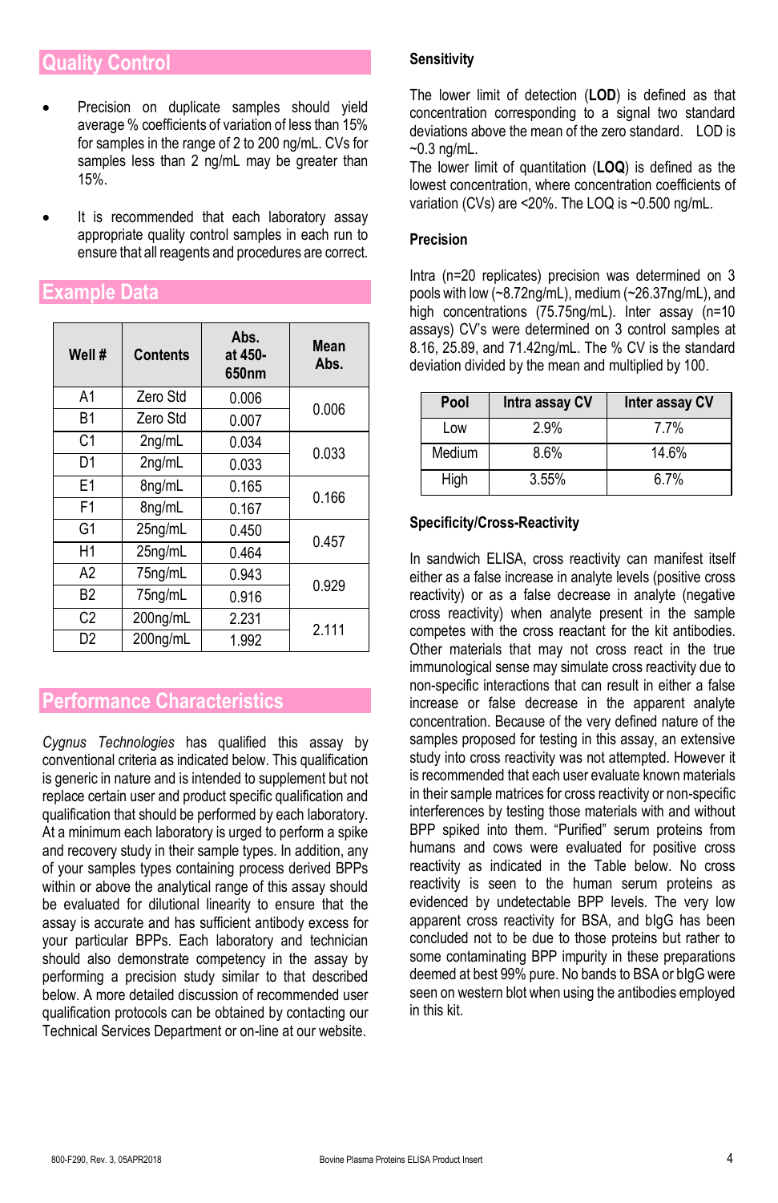## Quality Control

- Precision on duplicate samples should yield average % coefficients of variation of less than 15% for samples in the range of 2 to 200 ng/mL. CVs for samples less than 2 ng/mL may be greater than 15%.
- It is recommended that each laboratory assay appropriate quality control samples in each run to ensure that all reagents and procedures are correct.

## Example Data

| Well # | Contents | Abs. at 450-650nm | Mean Abs. |
|---|---|---|---|
| A1 | Zero Std | 0.006 | 0.006 |
| B1 | Zero Std | 0.007 | |
| C1 | 2ng/mL | 0.034 | 0.033 |
| D1 | 2ng/mL | 0.033 | |
| E1 | 8ng/mL | 0.165 | 0.166 |
| F1 | 8ng/mL | 0.167 | |
| G1 | 25ng/mL | 0.450 | 0.457 |
| H1 | 25ng/mL | 0.464 | |
| A2 | 75ng/mL | 0.943 | 0.929 |
| B2 | 75ng/mL | 0.916 | |
| C2 | 200ng/mL | 2.231 | 2.111 |
| D2 | 200ng/mL | 1.992 | |

## Performance Characteristics

*Cygnus Technologies* has qualified this assay by conventional criteria as indicated below. This qualification is generic in nature and is intended to supplement but not replace certain user and product specific qualification and qualification that should be performed by each laboratory. At a minimum each laboratory is urged to perform a spike and recovery study in their sample types. In addition, any of your samples types containing process derived BPPs within or above the analytical range of this assay should be evaluated for dilutional linearity to ensure that the assay is accurate and has sufficient antibody excess for your particular BPPs. Each laboratory and technician should also demonstrate competency in the assay by performing a precision study similar to that described below. A more detailed discussion of recommended user qualification protocols can be obtained by contacting our Technical Services Department or on-line at our website.

### Sensitivity

The lower limit of detection (**LOD**) is defined as that concentration corresponding to a signal two standard deviations above the mean of the zero standard. LOD is ~0.3 ng/mL.

The lower limit of quantitation (**LOQ**) is defined as the lowest concentration, where concentration coefficients of variation (CVs) are <20%. The LOQ is ~0.500 ng/mL.

### Precision

Intra (n=20 replicates) precision was determined on 3 pools with low (~8.72ng/mL), medium (~26.37ng/mL), and high concentrations (75.75ng/mL). Inter assay (n=10 assays) CV's were determined on 3 control samples at 8.16, 25.89, and 71.42ng/mL. The % CV is the standard deviation divided by the mean and multiplied by 100.

| Pool | Intra assay CV | Inter assay CV |
|---|---|---|
| Low | 2.9% | 7.7% |
| Medium | 8.6% | 14.6% |
| High | 3.55% | 6.7% |

### Specificity/Cross-Reactivity

In sandwich ELISA, cross reactivity can manifest itself either as a false increase in analyte levels (positive cross reactivity) or as a false decrease in analyte (negative cross reactivity) when analyte present in the sample competes with the cross reactant for the kit antibodies. Other materials that may not cross react in the true immunological sense may simulate cross reactivity due to non-specific interactions that can result in either a false increase or false decrease in the apparent analyte concentration. Because of the very defined nature of the samples proposed for testing in this assay, an extensive study into cross reactivity was not attempted. However it is recommended that each user evaluate known materials in their sample matrices for cross reactivity or non-specific interferences by testing those materials with and without BPP spiked into them. "Purified" serum proteins from humans and cows were evaluated for positive cross reactivity as indicated in the Table below. No cross reactivity is seen to the human serum proteins as evidenced by undetectable BPP levels. The very low apparent cross reactivity for BSA, and bIgG has been concluded not to be due to those proteins but rather to some contaminating BPP impurity in these preparations deemed at best 99% pure. No bands to BSA or bIgG were seen on western blot when using the antibodies employed in this kit.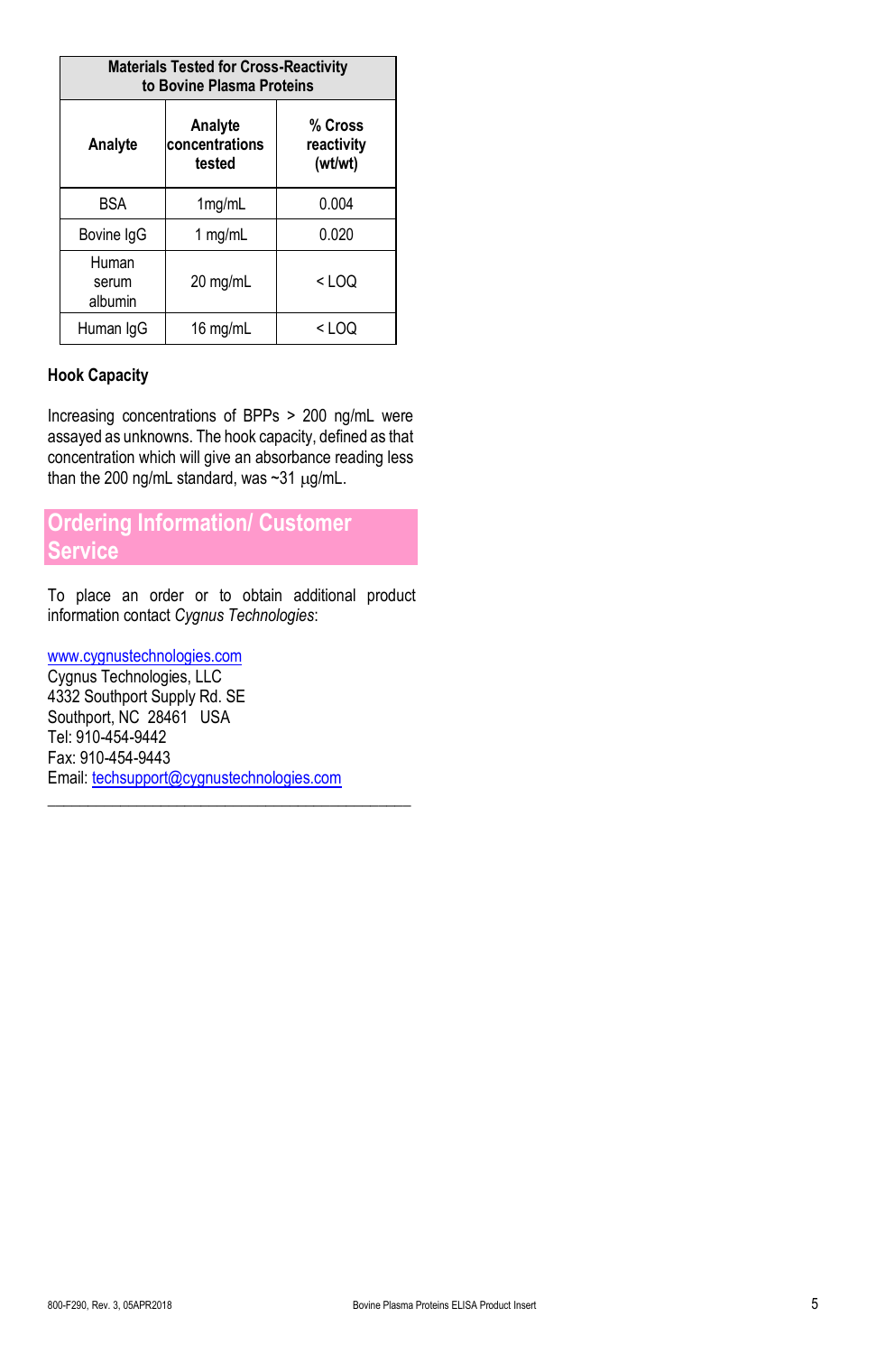| Materials Tested for Cross-Reactivity to Bovine Plasma Proteins | | |
|---|---|---|
| Analyte | Analyte concentrations tested | % Cross reactivity (wt/wt) |
| BSA | 1mg/mL | 0.004 |
| Bovine IgG | 1 mg/mL | 0.020 |
| Human serum albumin | 20 mg/mL | < LOQ |
| Human IgG | 16 mg/mL | < LOQ |

### Hook Capacity

Increasing concentrations of BPPs > 200 ng/mL were assayed as unknowns. The hook capacity, defined as that concentration which will give an absorbance reading less than the 200 ng/mL standard, was ~31 µg/mL.

## Ordering Information/ Customer Service

To place an order or to obtain additional product information contact *Cygnus Technologies*:

www.cygnustechnologies.com
Cygnus Technologies, LLC
4332 Southport Supply Rd. SE
Southport, NC 28461 USA
Tel: 910-454-9442
Fax: 910-454-9443
Email: techsupport@cygnustechnologies.com

---